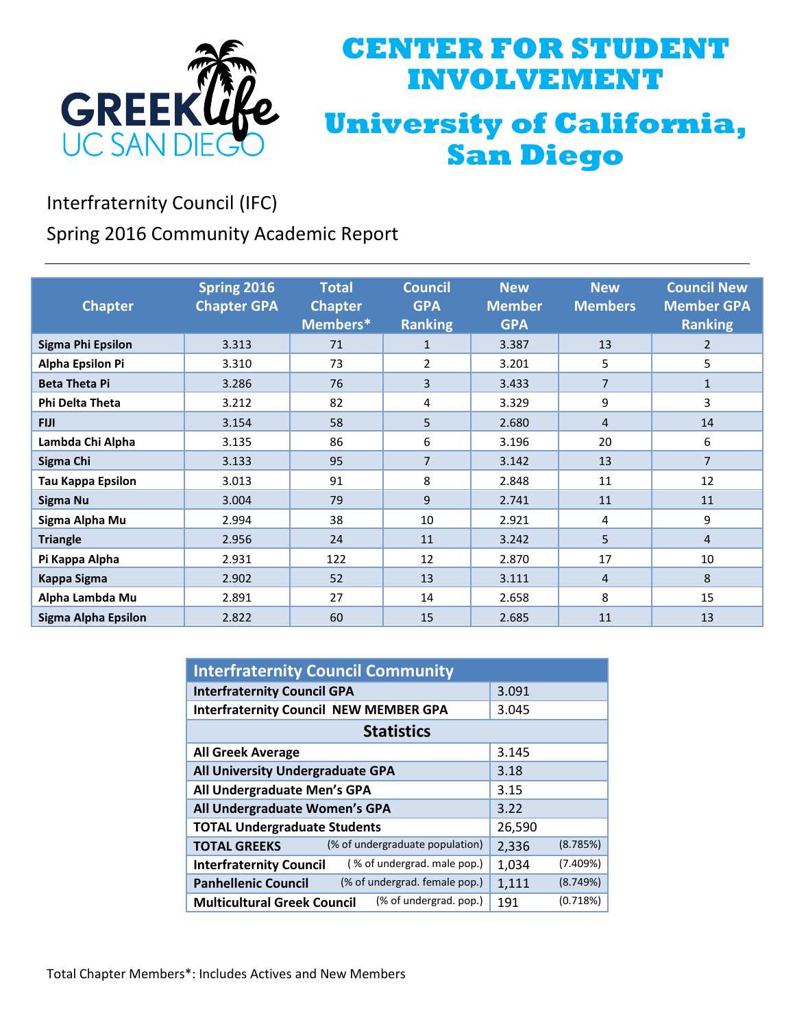# CENTER FOR STUDENT INVOLVEMENT

# University of California, San Diego

GREEK life UC SAN DIEGO

## Interfraternity Council (IFC)

## Spring 2016 Community Academic Report

| Chapter | Spring 2016 Chapter GPA | Total Chapter Members* | Council GPA Ranking | New Member GPA | New Members | Council New Member GPA Ranking |
|---|---|---|---|---|---|---|
| Sigma Phi Epsilon | 3.313 | 71 | 1 | 3.387 | 13 | 2 |
| Alpha Epsilon Pi | 3.310 | 73 | 2 | 3.201 | 5 | 5 |
| Beta Theta Pi | 3.286 | 76 | 3 | 3.433 | 7 | 1 |
| Phi Delta Theta | 3.212 | 82 | 4 | 3.329 | 9 | 3 |
| FIJI | 3.154 | 58 | 5 | 2.680 | 4 | 14 |
| Lambda Chi Alpha | 3.135 | 86 | 6 | 3.196 | 20 | 6 |
| Sigma Chi | 3.133 | 95 | 7 | 3.142 | 13 | 7 |
| Tau Kappa Epsilon | 3.013 | 91 | 8 | 2.848 | 11 | 12 |
| Sigma Nu | 3.004 | 79 | 9 | 2.741 | 11 | 11 |
| Sigma Alpha Mu | 2.994 | 38 | 10 | 2.921 | 4 | 9 |
| Triangle | 2.956 | 24 | 11 | 3.242 | 5 | 4 |
| Pi Kappa Alpha | 2.931 | 122 | 12 | 2.870 | 17 | 10 |
| Kappa Sigma | 2.902 | 52 | 13 | 3.111 | 4 | 8 |
| Alpha Lambda Mu | 2.891 | 27 | 14 | 2.658 | 8 | 15 |
| Sigma Alpha Epsilon | 2.822 | 60 | 15 | 2.685 | 11 | 13 |

| Interfraternity Council Community | | |
|---|---|---|
| Interfraternity Council GPA | 3.091 | |
| Interfraternity Council NEW MEMBER GPA | 3.045 | |
| **Statistics** | | |
| All Greek Average | 3.145 | |
| All University Undergraduate GPA | 3.18 | |
| All Undergraduate Men's GPA | 3.15 | |
| All Undergraduate Women's GPA | 3.22 | |
| TOTAL Undergraduate Students | 26,590 | |
| TOTAL GREEKS (% of undergraduate population) | 2,336 | (8.785%) |
| Interfraternity Council (% of undergrad. male pop.) | 1,034 | (7.409%) |
| Panhellenic Council (% of undergrad. female pop.) | 1,111 | (8.749%) |
| Multicultural Greek Council (% of undergrad. pop.) | 191 | (0.718%) |

Total Chapter Members*: Includes Actives and New Members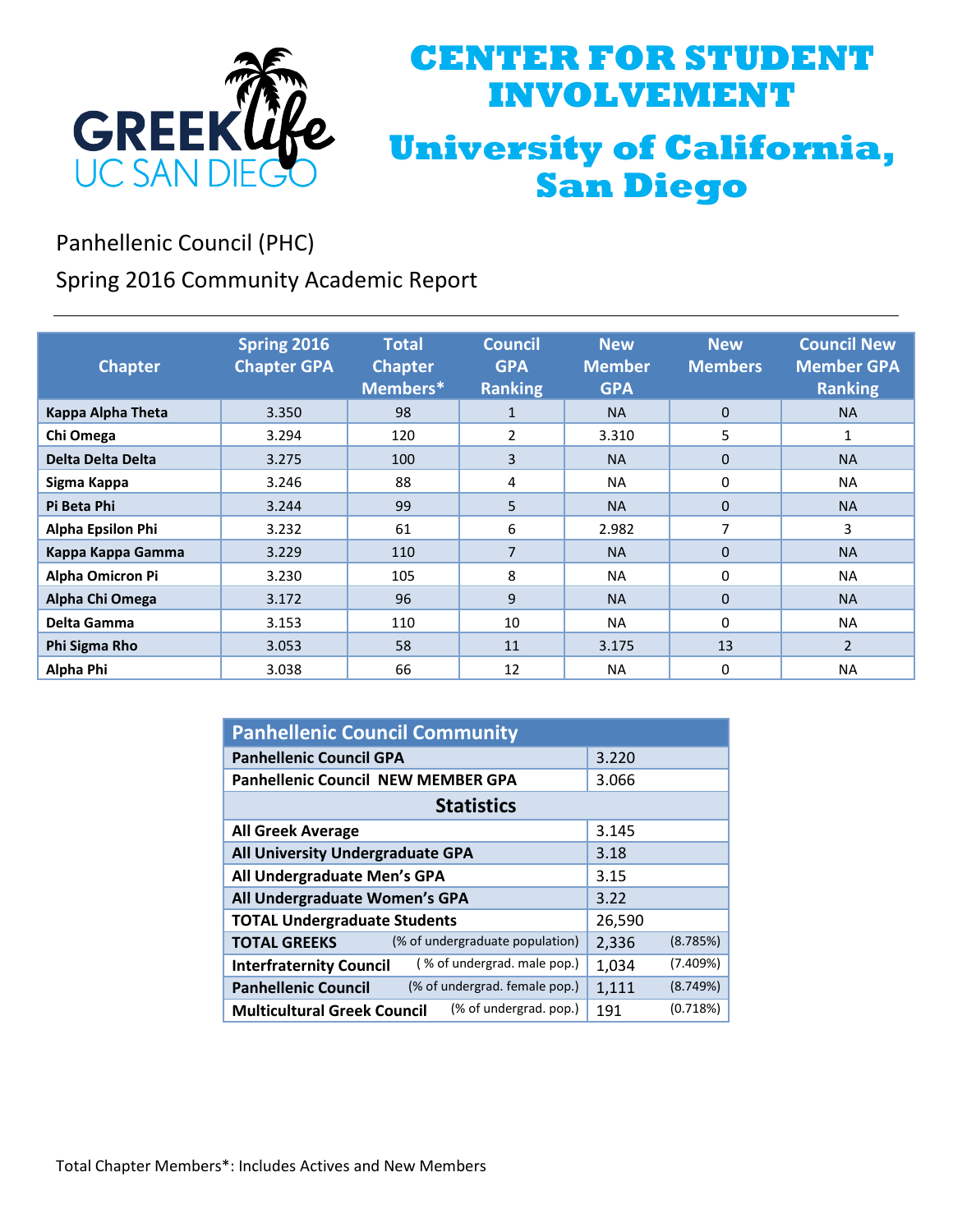# CENTER FOR STUDENT INVOLVEMENT

# University of California, San Diego

Panhellenic Council (PHC)

Spring 2016 Community Academic Report

| Chapter | Spring 2016 Chapter GPA | Total Chapter Members* | Council GPA Ranking | New Member GPA | New Members | Council New Member GPA Ranking |
|---|---|---|---|---|---|---|
| Kappa Alpha Theta | 3.350 | 98 | 1 | NA | 0 | NA |
| Chi Omega | 3.294 | 120 | 2 | 3.310 | 5 | 1 |
| Delta Delta Delta | 3.275 | 100 | 3 | NA | 0 | NA |
| Sigma Kappa | 3.246 | 88 | 4 | NA | 0 | NA |
| Pi Beta Phi | 3.244 | 99 | 5 | NA | 0 | NA |
| Alpha Epsilon Phi | 3.232 | 61 | 6 | 2.982 | 7 | 3 |
| Kappa Kappa Gamma | 3.229 | 110 | 7 | NA | 0 | NA |
| Alpha Omicron Pi | 3.230 | 105 | 8 | NA | 0 | NA |
| Alpha Chi Omega | 3.172 | 96 | 9 | NA | 0 | NA |
| Delta Gamma | 3.153 | 110 | 10 | NA | 0 | NA |
| Phi Sigma Rho | 3.053 | 58 | 11 | 3.175 | 13 | 2 |
| Alpha Phi | 3.038 | 66 | 12 | NA | 0 | NA |

| Panhellenic Council Community | | |
|---|---|---|
| **Panhellenic Council GPA** | 3.220 | |
| **Panhellenic Council NEW MEMBER GPA** | 3.066 | |
| **Statistics** | | |
| **All Greek Average** | 3.145 | |
| **All University Undergraduate GPA** | 3.18 | |
| **All Undergraduate Men's GPA** | 3.15 | |
| **All Undergraduate Women's GPA** | 3.22 | |
| **TOTAL Undergraduate Students** | 26,590 | |
| **TOTAL GREEKS** (% of undergraduate population) | 2,336 | (8.785%) |
| **Interfraternity Council** ( % of undergrad. male pop.) | 1,034 | (7.409%) |
| **Panhellenic Council** (% of undergrad. female pop.) | 1,111 | (8.749%) |
| **Multicultural Greek Council** (% of undergrad. pop.) | 191 | (0.718%) |

Total Chapter Members*: Includes Actives and New Members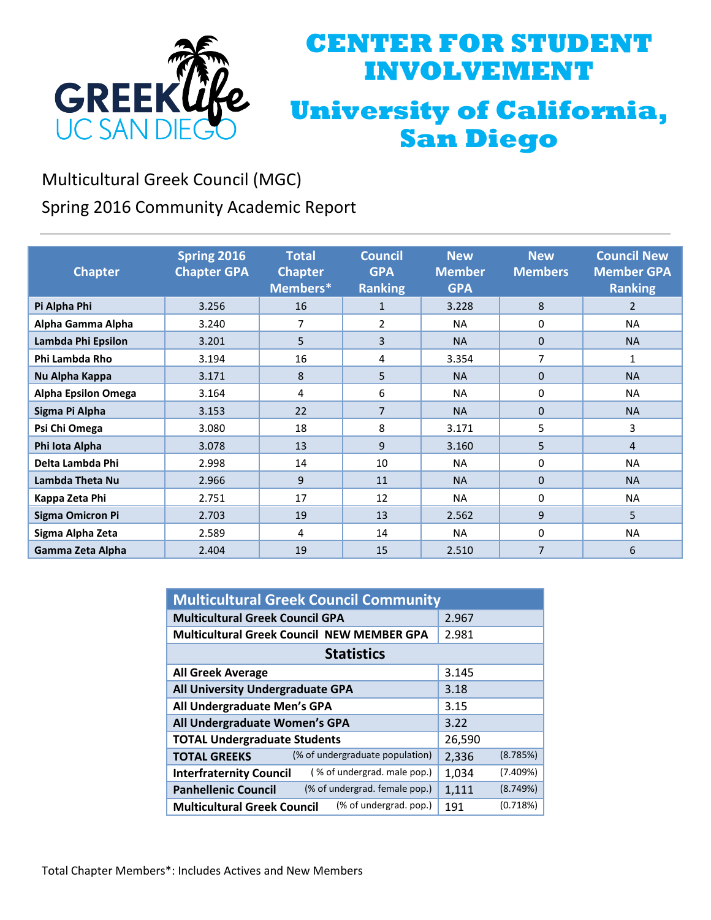# CENTER FOR STUDENT INVOLVEMENT

# University of California, San Diego

GREEKlife UC SAN DIEGO

Multicultural Greek Council (MGC)

Spring 2016 Community Academic Report

| Chapter | Spring 2016 Chapter GPA | Total Chapter Members* | Council GPA Ranking | New Member GPA | New Members | Council New Member GPA Ranking |
|---|---|---|---|---|---|---|
| **Pi Alpha Phi** | 3.256 | 16 | 1 | 3.228 | 8 | 2 |
| **Alpha Gamma Alpha** | 3.240 | 7 | 2 | NA | 0 | NA |
| **Lambda Phi Epsilon** | 3.201 | 5 | 3 | NA | 0 | NA |
| **Phi Lambda Rho** | 3.194 | 16 | 4 | 3.354 | 7 | 1 |
| **Nu Alpha Kappa** | 3.171 | 8 | 5 | NA | 0 | NA |
| **Alpha Epsilon Omega** | 3.164 | 4 | 6 | NA | 0 | NA |
| **Sigma Pi Alpha** | 3.153 | 22 | 7 | NA | 0 | NA |
| **Psi Chi Omega** | 3.080 | 18 | 8 | 3.171 | 5 | 3 |
| **Phi Iota Alpha** | 3.078 | 13 | 9 | 3.160 | 5 | 4 |
| **Delta Lambda Phi** | 2.998 | 14 | 10 | NA | 0 | NA |
| **Lambda Theta Nu** | 2.966 | 9 | 11 | NA | 0 | NA |
| **Kappa Zeta Phi** | 2.751 | 17 | 12 | NA | 0 | NA |
| **Sigma Omicron Pi** | 2.703 | 19 | 13 | 2.562 | 9 | 5 |
| **Sigma Alpha Zeta** | 2.589 | 4 | 14 | NA | 0 | NA |
| **Gamma Zeta Alpha** | 2.404 | 19 | 15 | 2.510 | 7 | 6 |

| Multicultural Greek Council Community | | |
|---|---|---|
| **Multicultural Greek Council GPA** | 2.967 | |
| **Multicultural Greek Council NEW MEMBER GPA** | 2.981 | |
| **Statistics** | | |
| **All Greek Average** | 3.145 | |
| **All University Undergraduate GPA** | 3.18 | |
| **All Undergraduate Men's GPA** | 3.15 | |
| **All Undergraduate Women's GPA** | 3.22 | |
| **TOTAL Undergraduate Students** | 26,590 | |
| **TOTAL GREEKS** (% of undergraduate population) | 2,336 | (8.785%) |
| **Interfraternity Council** ( % of undergrad. male pop.) | 1,034 | (7.409%) |
| **Panhellenic Council** (% of undergrad. female pop.) | 1,111 | (8.749%) |
| **Multicultural Greek Council** (% of undergrad. pop.) | 191 | (0.718%) |

Total Chapter Members*: Includes Actives and New Members